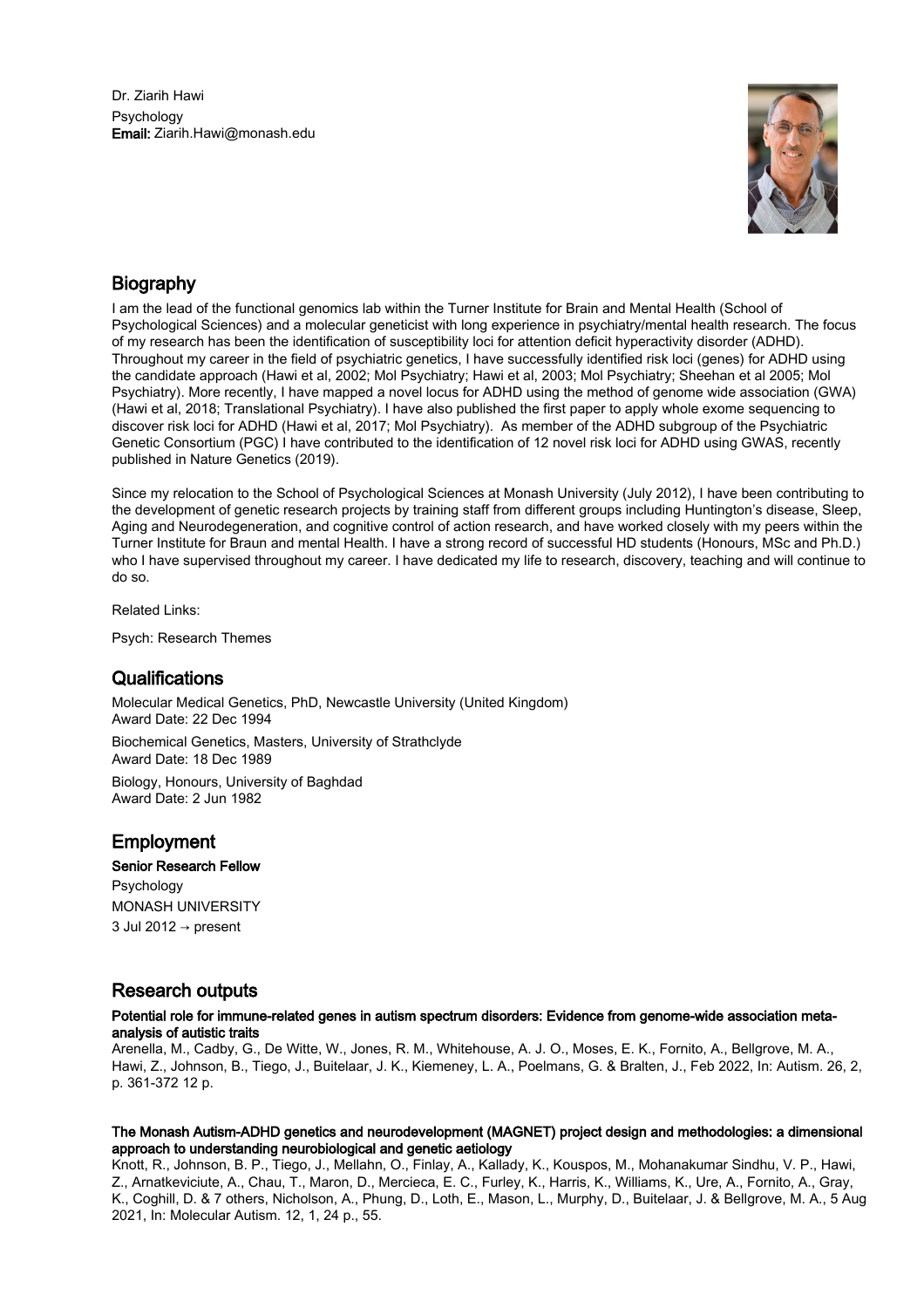Dr. Ziarih Hawi
Psychology
**Email:** Ziarih.Hawi@monash.edu

## Biography

I am the lead of the functional genomics lab within the Turner Institute for Brain and Mental Health (School of Psychological Sciences) and a molecular geneticist with long experience in psychiatry/mental health research. The focus of my research has been the identification of susceptibility loci for attention deficit hyperactivity disorder (ADHD). Throughout my career in the field of psychiatric genetics, I have successfully identified risk loci (genes) for ADHD using the candidate approach (Hawi et al, 2002; Mol Psychiatry; Hawi et al, 2003; Mol Psychiatry; Sheehan et al 2005; Mol Psychiatry). More recently, I have mapped a novel locus for ADHD using the method of genome wide association (GWA) (Hawi et al, 2018; Translational Psychiatry). I have also published the first paper to apply whole exome sequencing to discover risk loci for ADHD (Hawi et al, 2017; Mol Psychiatry). As member of the ADHD subgroup of the Psychiatric Genetic Consortium (PGC) I have contributed to the identification of 12 novel risk loci for ADHD using GWAS, recently published in Nature Genetics (2019).

Since my relocation to the School of Psychological Sciences at Monash University (July 2012), I have been contributing to the development of genetic research projects by training staff from different groups including Huntington's disease, Sleep, Aging and Neurodegeneration, and cognitive control of action research, and have worked closely with my peers within the Turner Institute for Braun and mental Health. I have a strong record of successful HD students (Honours, MSc and Ph.D.) who I have supervised throughout my career. I have dedicated my life to research, discovery, teaching and will continue to do so.

Related Links:

Psych: Research Themes

## Qualifications

Molecular Medical Genetics, PhD, Newcastle University (United Kingdom)
Award Date: 22 Dec 1994

Biochemical Genetics, Masters, University of Strathclyde
Award Date: 18 Dec 1989

Biology, Honours, University of Baghdad
Award Date: 2 Jun 1982

## Employment

**Senior Research Fellow**
Psychology
MONASH UNIVERSITY
3 Jul 2012 → present

## Research outputs

**Potential role for immune-related genes in autism spectrum disorders: Evidence from genome-wide association meta-analysis of autistic traits**
Arenella, M., Cadby, G., De Witte, W., Jones, R. M., Whitehouse, A. J. O., Moses, E. K., Fornito, A., Bellgrove, M. A., Hawi, Z., Johnson, B., Tiego, J., Buitelaar, J. K., Kiemeney, L. A., Poelmans, G. & Bralten, J., Feb 2022, In: Autism. 26, 2, p. 361-372 12 p.

**The Monash Autism-ADHD genetics and neurodevelopment (MAGNET) project design and methodologies: a dimensional approach to understanding neurobiological and genetic aetiology**
Knott, R., Johnson, B. P., Tiego, J., Mellahn, O., Finlay, A., Kallady, K., Kouspos, M., Mohanakumar Sindhu, V. P., Hawi, Z., Arnatkeviciute, A., Chau, T., Maron, D., Mercieca, E. C., Furley, K., Harris, K., Williams, K., Ure, A., Fornito, A., Gray, K., Coghill, D. & 7 others, Nicholson, A., Phung, D., Loth, E., Mason, L., Murphy, D., Buitelaar, J. & Bellgrove, M. A., 5 Aug 2021, In: Molecular Autism. 12, 1, 24 p., 55.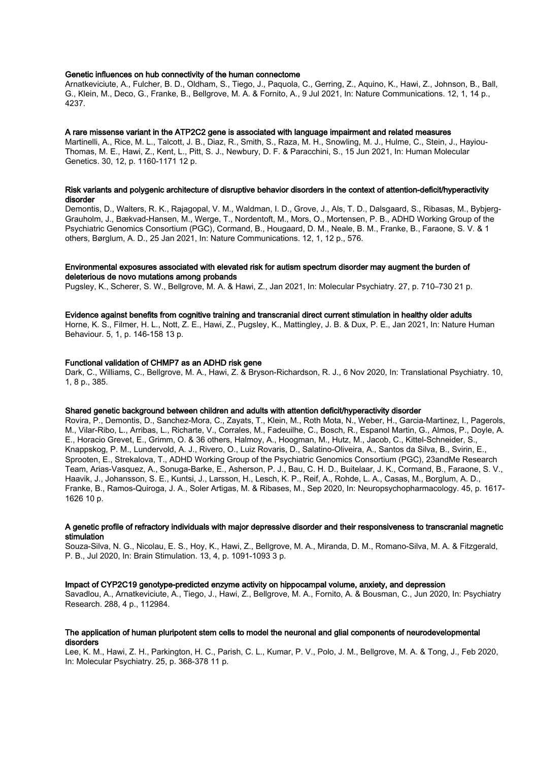**Genetic influences on hub connectivity of the human connectome**

Arnatkeviciute, A., Fulcher, B. D., Oldham, S., Tiego, J., Paquola, C., Gerring, Z., Aquino, K., Hawi, Z., Johnson, B., Ball, G., Klein, M., Deco, G., Franke, B., Bellgrove, M. A. & Fornito, A., 9 Jul 2021, In: Nature Communications. 12, 1, 14 p., 4237.

**A rare missense variant in the ATP2C2 gene is associated with language impairment and related measures**

Martinelli, A., Rice, M. L., Talcott, J. B., Diaz, R., Smith, S., Raza, M. H., Snowling, M. J., Hulme, C., Stein, J., Hayiou-Thomas, M. E., Hawi, Z., Kent, L., Pitt, S. J., Newbury, D. F. & Paracchini, S., 15 Jun 2021, In: Human Molecular Genetics. 30, 12, p. 1160-1171 12 p.

**Risk variants and polygenic architecture of disruptive behavior disorders in the context of attention-deficit/hyperactivity disorder**

Demontis, D., Walters, R. K., Rajagopal, V. M., Waldman, I. D., Grove, J., Als, T. D., Dalsgaard, S., Ribasas, M., Bybjerg-Grauholm, J., Bækvad-Hansen, M., Werge, T., Nordentoft, M., Mors, O., Mortensen, P. B., ADHD Working Group of the Psychiatric Genomics Consortium (PGC), Cormand, B., Hougaard, D. M., Neale, B. M., Franke, B., Faraone, S. V. & 1 others, Børglum, A. D., 25 Jan 2021, In: Nature Communications. 12, 1, 12 p., 576.

**Environmental exposures associated with elevated risk for autism spectrum disorder may augment the burden of deleterious de novo mutations among probands**

Pugsley, K., Scherer, S. W., Bellgrove, M. A. & Hawi, Z., Jan 2021, In: Molecular Psychiatry. 27, p. 710–730 21 p.

**Evidence against benefits from cognitive training and transcranial direct current stimulation in healthy older adults**

Horne, K. S., Filmer, H. L., Nott, Z. E., Hawi, Z., Pugsley, K., Mattingley, J. B. & Dux, P. E., Jan 2021, In: Nature Human Behaviour. 5, 1, p. 146-158 13 p.

**Functional validation of CHMP7 as an ADHD risk gene**

Dark, C., Williams, C., Bellgrove, M. A., Hawi, Z. & Bryson-Richardson, R. J., 6 Nov 2020, In: Translational Psychiatry. 10, 1, 8 p., 385.

**Shared genetic background between children and adults with attention deficit/hyperactivity disorder**

Rovira, P., Demontis, D., Sanchez-Mora, C., Zayats, T., Klein, M., Roth Mota, N., Weber, H., Garcia-Martinez, I., Pagerols, M., Vilar-Ribo, L., Arribas, L., Richarte, V., Corrales, M., Fadeuilhe, C., Bosch, R., Espanol Martin, G., Almos, P., Doyle, A. E., Horacio Grevet, E., Grimm, O. & 36 others, Halmoy, A., Hoogman, M., Hutz, M., Jacob, C., Kittel-Schneider, S., Knappskog, P. M., Lundervold, A. J., Rivero, O., Luiz Rovaris, D., Salatino-Oliveira, A., Santos da Silva, B., Svirin, E., Sprooten, E., Strekalova, T., ADHD Working Group of the Psychiatric Genomics Consortium (PGC), 23andMe Research Team, Arias-Vasquez, A., Sonuga-Barke, E., Asherson, P. J., Bau, C. H. D., Buitelaar, J. K., Cormand, B., Faraone, S. V., Haavik, J., Johansson, S. E., Kuntsi, J., Larsson, H., Lesch, K. P., Reif, A., Rohde, L. A., Casas, M., Borglum, A. D., Franke, B., Ramos-Quiroga, J. A., Soler Artigas, M. & Ribases, M., Sep 2020, In: Neuropsychopharmacology. 45, p. 1617-1626 10 p.

**A genetic profile of refractory individuals with major depressive disorder and their responsiveness to transcranial magnetic stimulation**

Souza-Silva, N. G., Nicolau, E. S., Hoy, K., Hawi, Z., Bellgrove, M. A., Miranda, D. M., Romano-Silva, M. A. & Fitzgerald, P. B., Jul 2020, In: Brain Stimulation. 13, 4, p. 1091-1093 3 p.

**Impact of CYP2C19 genotype-predicted enzyme activity on hippocampal volume, anxiety, and depression**

Savadlou, A., Arnatkeviciute, A., Tiego, J., Hawi, Z., Bellgrove, M. A., Fornito, A. & Bousman, C., Jun 2020, In: Psychiatry Research. 288, 4 p., 112984.

**The application of human pluripotent stem cells to model the neuronal and glial components of neurodevelopmental disorders**

Lee, K. M., Hawi, Z. H., Parkington, H. C., Parish, C. L., Kumar, P. V., Polo, J. M., Bellgrove, M. A. & Tong, J., Feb 2020, In: Molecular Psychiatry. 25, p. 368-378 11 p.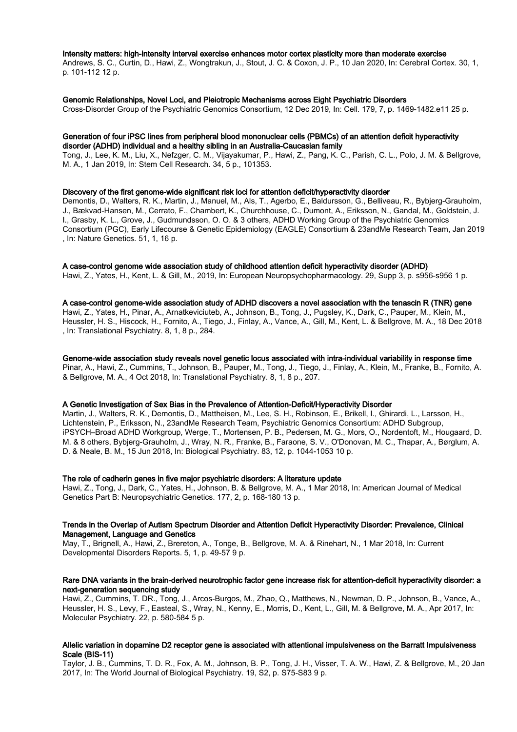**Intensity matters: high-intensity interval exercise enhances motor cortex plasticity more than moderate exercise**
Andrews, S. C., Curtin, D., Hawi, Z., Wongtrakun, J., Stout, J. C. & Coxon, J. P., 10 Jan 2020, In: Cerebral Cortex. 30, 1, p. 101-112 12 p.

**Genomic Relationships, Novel Loci, and Pleiotropic Mechanisms across Eight Psychiatric Disorders**
Cross-Disorder Group of the Psychiatric Genomics Consortium, 12 Dec 2019, In: Cell. 179, 7, p. 1469-1482.e11 25 p.

**Generation of four iPSC lines from peripheral blood mononuclear cells (PBMCs) of an attention deficit hyperactivity disorder (ADHD) individual and a healthy sibling in an Australia-Caucasian family**
Tong, J., Lee, K. M., Liu, X., Nefzger, C. M., Vijayakumar, P., Hawi, Z., Pang, K. C., Parish, C. L., Polo, J. M. & Bellgrove, M. A., 1 Jan 2019, In: Stem Cell Research. 34, 5 p., 101353.

**Discovery of the first genome-wide significant risk loci for attention deficit/hyperactivity disorder**
Demontis, D., Walters, R. K., Martin, J., Manuel, M., Als, T., Agerbo, E., Baldursson, G., Belliveau, R., Bybjerg-Grauholm, J., Bækvad-Hansen, M., Cerrato, F., Chambert, K., Churchhouse, C., Dumont, A., Eriksson, N., Gandal, M., Goldstein, J. I., Grasby, K. L., Grove, J., Gudmundsson, O. O. & 3 others, ADHD Working Group of the Psychiatric Genomics Consortium (PGC), Early Lifecourse & Genetic Epidemiology (EAGLE) Consortium & 23andMe Research Team, Jan 2019 , In: Nature Genetics. 51, 1, 16 p.

**A case-control genome wide association study of childhood attention deficit hyperactivity disorder (ADHD)**
Hawi, Z., Yates, H., Kent, L. & Gill, M., 2019, In: European Neuropsychopharmacology. 29, Supp 3, p. s956-s956 1 p.

**A case-control genome-wide association study of ADHD discovers a novel association with the tenascin R (TNR) gene**
Hawi, Z., Yates, H., Pinar, A., Arnatkeviciuteb, A., Johnson, B., Tong, J., Pugsley, K., Dark, C., Pauper, M., Klein, M., Heussler, H. S., Hiscock, H., Fornito, A., Tiego, J., Finlay, A., Vance, A., Gill, M., Kent, L. & Bellgrove, M. A., 18 Dec 2018 , In: Translational Psychiatry. 8, 1, 8 p., 284.

**Genome-wide association study reveals novel genetic locus associated with intra-individual variability in response time**
Pinar, A., Hawi, Z., Cummins, T., Johnson, B., Pauper, M., Tong, J., Tiego, J., Finlay, A., Klein, M., Franke, B., Fornito, A. & Bellgrove, M. A., 4 Oct 2018, In: Translational Psychiatry. 8, 1, 8 p., 207.

**A Genetic Investigation of Sex Bias in the Prevalence of Attention-Deficit/Hyperactivity Disorder**
Martin, J., Walters, R. K., Demontis, D., Mattheisen, M., Lee, S. H., Robinson, E., Brikell, I., Ghirardi, L., Larsson, H., Lichtenstein, P., Eriksson, N., 23andMe Research Team, Psychiatric Genomics Consortium: ADHD Subgroup, iPSYCH–Broad ADHD Workgroup, Werge, T., Mortensen, P. B., Pedersen, M. G., Mors, O., Nordentoft, M., Hougaard, D. M. & 8 others, Bybjerg-Grauholm, J., Wray, N. R., Franke, B., Faraone, S. V., O'Donovan, M. C., Thapar, A., Børglum, A. D. & Neale, B. M., 15 Jun 2018, In: Biological Psychiatry. 83, 12, p. 1044-1053 10 p.

**The role of cadherin genes in five major psychiatric disorders: A literature update**
Hawi, Z., Tong, J., Dark, C., Yates, H., Johnson, B. & Bellgrove, M. A., 1 Mar 2018, In: American Journal of Medical Genetics Part B: Neuropsychiatric Genetics. 177, 2, p. 168-180 13 p.

**Trends in the Overlap of Autism Spectrum Disorder and Attention Deficit Hyperactivity Disorder: Prevalence, Clinical Management, Language and Genetics**
May, T., Brignell, A., Hawi, Z., Brereton, A., Tonge, B., Bellgrove, M. A. & Rinehart, N., 1 Mar 2018, In: Current Developmental Disorders Reports. 5, 1, p. 49-57 9 p.

**Rare DNA variants in the brain-derived neurotrophic factor gene increase risk for attention-deficit hyperactivity disorder: a next-generation sequencing study**
Hawi, Z., Cummins, T. DR., Tong, J., Arcos-Burgos, M., Zhao, Q., Matthews, N., Newman, D. P., Johnson, B., Vance, A., Heussler, H. S., Levy, F., Easteal, S., Wray, N., Kenny, E., Morris, D., Kent, L., Gill, M. & Bellgrove, M. A., Apr 2017, In: Molecular Psychiatry. 22, p. 580-584 5 p.

**Allelic variation in dopamine D2 receptor gene is associated with attentional impulsiveness on the Barratt Impulsiveness Scale (BIS-11)**
Taylor, J. B., Cummins, T. D. R., Fox, A. M., Johnson, B. P., Tong, J. H., Visser, T. A. W., Hawi, Z. & Bellgrove, M., 20 Jan 2017, In: The World Journal of Biological Psychiatry. 19, S2, p. S75-S83 9 p.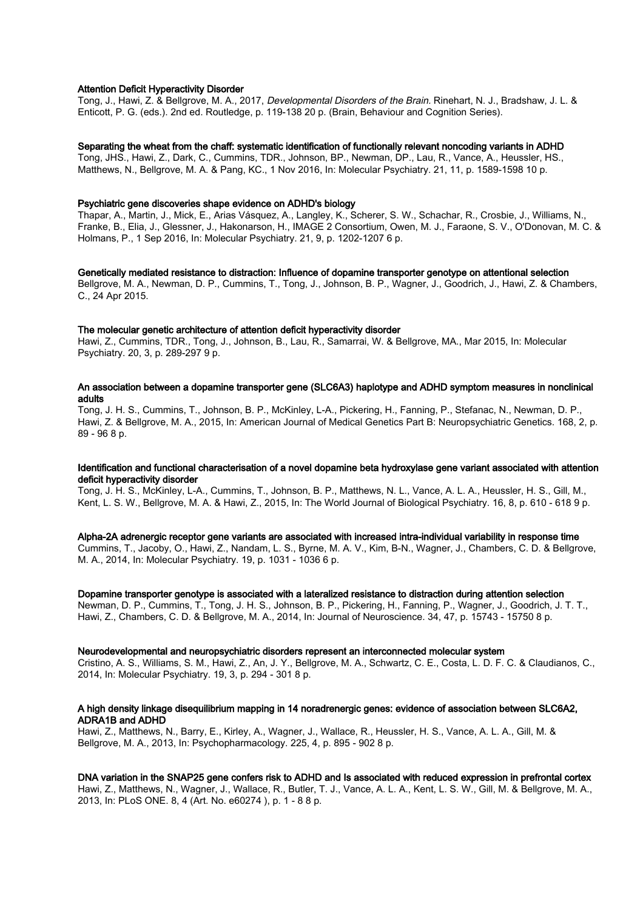**Attention Deficit Hyperactivity Disorder**

Tong, J., Hawi, Z. & Bellgrove, M. A., 2017, *Developmental Disorders of the Brain.* Rinehart, N. J., Bradshaw, J. L. & Enticott, P. G. (eds.). 2nd ed. Routledge, p. 119-138 20 p. (Brain, Behaviour and Cognition Series).

**Separating the wheat from the chaff: systematic identification of functionally relevant noncoding variants in ADHD**

Tong, JHS., Hawi, Z., Dark, C., Cummins, TDR., Johnson, BP., Newman, DP., Lau, R., Vance, A., Heussler, HS., Matthews, N., Bellgrove, M. A. & Pang, KC., 1 Nov 2016, In: Molecular Psychiatry. 21, 11, p. 1589-1598 10 p.

**Psychiatric gene discoveries shape evidence on ADHD's biology**

Thapar, A., Martin, J., Mick, E., Arias Vásquez, A., Langley, K., Scherer, S. W., Schachar, R., Crosbie, J., Williams, N., Franke, B., Elia, J., Glessner, J., Hakonarson, H., IMAGE 2 Consortium, Owen, M. J., Faraone, S. V., O'Donovan, M. C. & Holmans, P., 1 Sep 2016, In: Molecular Psychiatry. 21, 9, p. 1202-1207 6 p.

**Genetically mediated resistance to distraction: Influence of dopamine transporter genotype on attentional selection**

Bellgrove, M. A., Newman, D. P., Cummins, T., Tong, J., Johnson, B. P., Wagner, J., Goodrich, J., Hawi, Z. & Chambers, C., 24 Apr 2015.

**The molecular genetic architecture of attention deficit hyperactivity disorder**

Hawi, Z., Cummins, TDR., Tong, J., Johnson, B., Lau, R., Samarrai, W. & Bellgrove, MA., Mar 2015, In: Molecular Psychiatry. 20, 3, p. 289-297 9 p.

**An association between a dopamine transporter gene (SLC6A3) haplotype and ADHD symptom measures in nonclinical adults**

Tong, J. H. S., Cummins, T., Johnson, B. P., McKinley, L-A., Pickering, H., Fanning, P., Stefanac, N., Newman, D. P., Hawi, Z. & Bellgrove, M. A., 2015, In: American Journal of Medical Genetics Part B: Neuropsychiatric Genetics. 168, 2, p. 89 - 96 8 p.

**Identification and functional characterisation of a novel dopamine beta hydroxylase gene variant associated with attention deficit hyperactivity disorder**

Tong, J. H. S., McKinley, L-A., Cummins, T., Johnson, B. P., Matthews, N. L., Vance, A. L. A., Heussler, H. S., Gill, M., Kent, L. S. W., Bellgrove, M. A. & Hawi, Z., 2015, In: The World Journal of Biological Psychiatry. 16, 8, p. 610 - 618 9 p.

**Alpha-2A adrenergic receptor gene variants are associated with increased intra-individual variability in response time**

Cummins, T., Jacoby, O., Hawi, Z., Nandam, L. S., Byrne, M. A. V., Kim, B-N., Wagner, J., Chambers, C. D. & Bellgrove, M. A., 2014, In: Molecular Psychiatry. 19, p. 1031 - 1036 6 p.

**Dopamine transporter genotype is associated with a lateralized resistance to distraction during attention selection**

Newman, D. P., Cummins, T., Tong, J. H. S., Johnson, B. P., Pickering, H., Fanning, P., Wagner, J., Goodrich, J. T. T., Hawi, Z., Chambers, C. D. & Bellgrove, M. A., 2014, In: Journal of Neuroscience. 34, 47, p. 15743 - 15750 8 p.

**Neurodevelopmental and neuropsychiatric disorders represent an interconnected molecular system**

Cristino, A. S., Williams, S. M., Hawi, Z., An, J. Y., Bellgrove, M. A., Schwartz, C. E., Costa, L. D. F. C. & Claudianos, C., 2014, In: Molecular Psychiatry. 19, 3, p. 294 - 301 8 p.

**A high density linkage disequilibrium mapping in 14 noradrenergic genes: evidence of association between SLC6A2, ADRA1B and ADHD**

Hawi, Z., Matthews, N., Barry, E., Kirley, A., Wagner, J., Wallace, R., Heussler, H. S., Vance, A. L. A., Gill, M. & Bellgrove, M. A., 2013, In: Psychopharmacology. 225, 4, p. 895 - 902 8 p.

**DNA variation in the SNAP25 gene confers risk to ADHD and Is associated with reduced expression in prefrontal cortex**

Hawi, Z., Matthews, N., Wagner, J., Wallace, R., Butler, T. J., Vance, A. L. A., Kent, L. S. W., Gill, M. & Bellgrove, M. A., 2013, In: PLoS ONE. 8, 4 (Art. No. e60274 ), p. 1 - 8 8 p.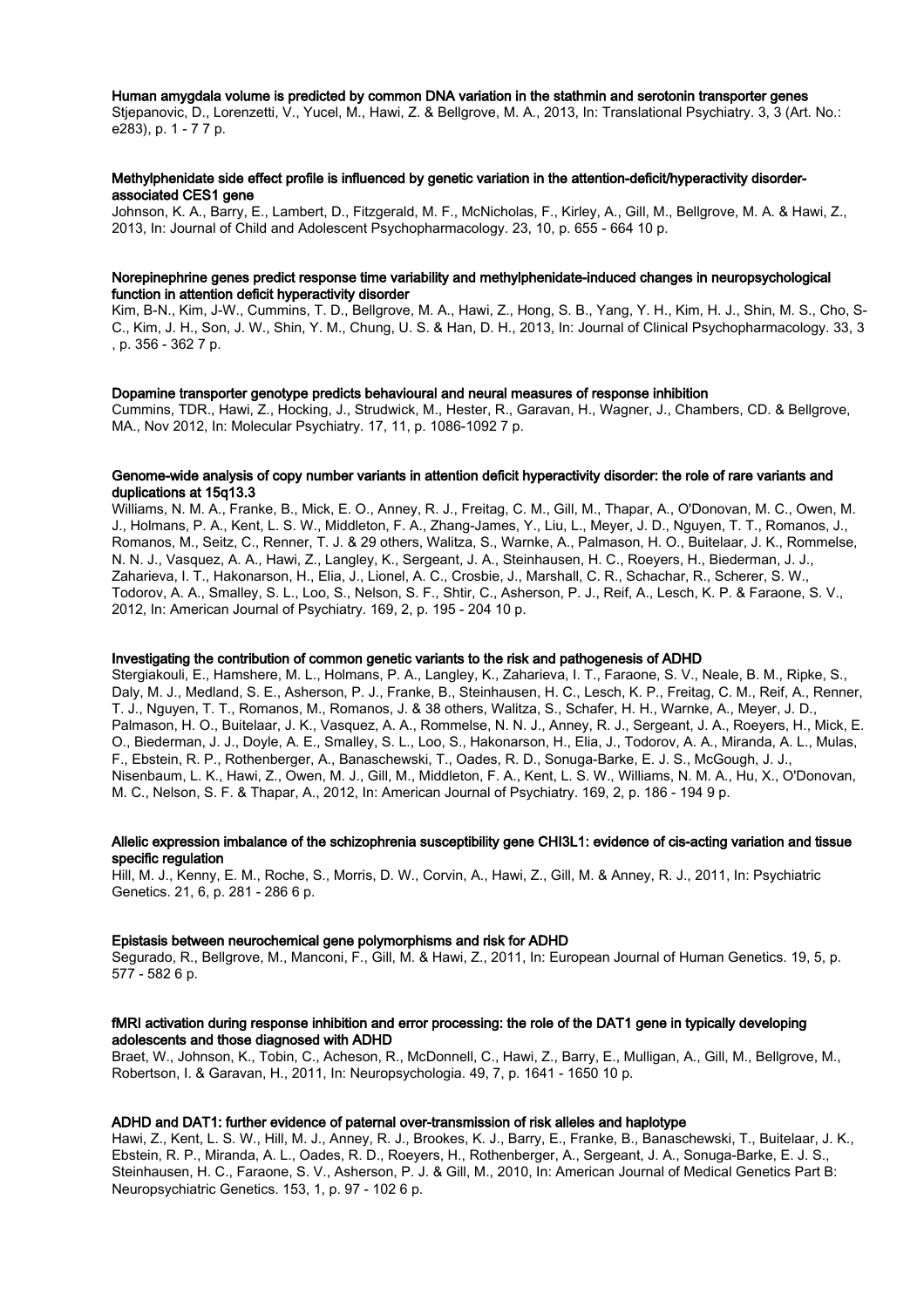**Human amygdala volume is predicted by common DNA variation in the stathmin and serotonin transporter genes**
Stjepanovic, D., Lorenzetti, V., Yucel, M., Hawi, Z. & Bellgrove, M. A., 2013, In: Translational Psychiatry. 3, 3 (Art. No.: e283), p. 1 - 7 7 p.

**Methylphenidate side effect profile is influenced by genetic variation in the attention-deficit/hyperactivity disorder-associated CES1 gene**
Johnson, K. A., Barry, E., Lambert, D., Fitzgerald, M. F., McNicholas, F., Kirley, A., Gill, M., Bellgrove, M. A. & Hawi, Z., 2013, In: Journal of Child and Adolescent Psychopharmacology. 23, 10, p. 655 - 664 10 p.

**Norepinephrine genes predict response time variability and methylphenidate-induced changes in neuropsychological function in attention deficit hyperactivity disorder**
Kim, B-N., Kim, J-W., Cummins, T. D., Bellgrove, M. A., Hawi, Z., Hong, S. B., Yang, Y. H., Kim, H. J., Shin, M. S., Cho, S-C., Kim, J. H., Son, J. W., Shin, Y. M., Chung, U. S. & Han, D. H., 2013, In: Journal of Clinical Psychopharmacology. 33, 3 , p. 356 - 362 7 p.

**Dopamine transporter genotype predicts behavioural and neural measures of response inhibition**
Cummins, TDR., Hawi, Z., Hocking, J., Strudwick, M., Hester, R., Garavan, H., Wagner, J., Chambers, CD. & Bellgrove, MA., Nov 2012, In: Molecular Psychiatry. 17, 11, p. 1086-1092 7 p.

**Genome-wide analysis of copy number variants in attention deficit hyperactivity disorder: the role of rare variants and duplications at 15q13.3**
Williams, N. M. A., Franke, B., Mick, E. O., Anney, R. J., Freitag, C. M., Gill, M., Thapar, A., O'Donovan, M. C., Owen, M. J., Holmans, P. A., Kent, L. S. W., Middleton, F. A., Zhang-James, Y., Liu, L., Meyer, J. D., Nguyen, T. T., Romanos, J., Romanos, M., Seitz, C., Renner, T. J. & 29 others, Walitza, S., Warnke, A., Palmason, H. O., Buitelaar, J. K., Rommelse, N. N. J., Vasquez, A. A., Hawi, Z., Langley, K., Sergeant, J. A., Steinhausen, H. C., Roeyers, H., Biederman, J. J., Zaharieva, I. T., Hakonarson, H., Elia, J., Lionel, A. C., Crosbie, J., Marshall, C. R., Schachar, R., Scherer, S. W., Todorov, A. A., Smalley, S. L., Loo, S., Nelson, S. F., Shtir, C., Asherson, P. J., Reif, A., Lesch, K. P. & Faraone, S. V., 2012, In: American Journal of Psychiatry. 169, 2, p. 195 - 204 10 p.

**Investigating the contribution of common genetic variants to the risk and pathogenesis of ADHD**
Stergiakouli, E., Hamshere, M. L., Holmans, P. A., Langley, K., Zaharieva, I. T., Faraone, S. V., Neale, B. M., Ripke, S., Daly, M. J., Medland, S. E., Asherson, P. J., Franke, B., Steinhausen, H. C., Lesch, K. P., Freitag, C. M., Reif, A., Renner, T. J., Nguyen, T. T., Romanos, M., Romanos, J. & 38 others, Walitza, S., Schafer, H. H., Warnke, A., Meyer, J. D., Palmason, H. O., Buitelaar, J. K., Vasquez, A. A., Rommelse, N. N. J., Anney, R. J., Sergeant, J. A., Roeyers, H., Mick, E. O., Biederman, J. J., Doyle, A. E., Smalley, S. L., Loo, S., Hakonarson, H., Elia, J., Todorov, A. A., Miranda, A. L., Mulas, F., Ebstein, R. P., Rothenberger, A., Banaschewski, T., Oades, R. D., Sonuga-Barke, E. J. S., McGough, J. J., Nisenbaum, L. K., Hawi, Z., Owen, M. J., Gill, M., Middleton, F. A., Kent, L. S. W., Williams, N. M. A., Hu, X., O'Donovan, M. C., Nelson, S. F. & Thapar, A., 2012, In: American Journal of Psychiatry. 169, 2, p. 186 - 194 9 p.

**Allelic expression imbalance of the schizophrenia susceptibility gene CHI3L1: evidence of cis-acting variation and tissue specific regulation**
Hill, M. J., Kenny, E. M., Roche, S., Morris, D. W., Corvin, A., Hawi, Z., Gill, M. & Anney, R. J., 2011, In: Psychiatric Genetics. 21, 6, p. 281 - 286 6 p.

**Epistasis between neurochemical gene polymorphisms and risk for ADHD**
Segurado, R., Bellgrove, M., Manconi, F., Gill, M. & Hawi, Z., 2011, In: European Journal of Human Genetics. 19, 5, p. 577 - 582 6 p.

**fMRI activation during response inhibition and error processing: the role of the DAT1 gene in typically developing adolescents and those diagnosed with ADHD**
Braet, W., Johnson, K., Tobin, C., Acheson, R., McDonnell, C., Hawi, Z., Barry, E., Mulligan, A., Gill, M., Bellgrove, M., Robertson, I. & Garavan, H., 2011, In: Neuropsychologia. 49, 7, p. 1641 - 1650 10 p.

**ADHD and DAT1: further evidence of paternal over-transmission of risk alleles and haplotype**
Hawi, Z., Kent, L. S. W., Hill, M. J., Anney, R. J., Brookes, K. J., Barry, E., Franke, B., Banaschewski, T., Buitelaar, J. K., Ebstein, R. P., Miranda, A. L., Oades, R. D., Roeyers, H., Rothenberger, A., Sergeant, J. A., Sonuga-Barke, E. J. S., Steinhausen, H. C., Faraone, S. V., Asherson, P. J. & Gill, M., 2010, In: American Journal of Medical Genetics Part B: Neuropsychiatric Genetics. 153, 1, p. 97 - 102 6 p.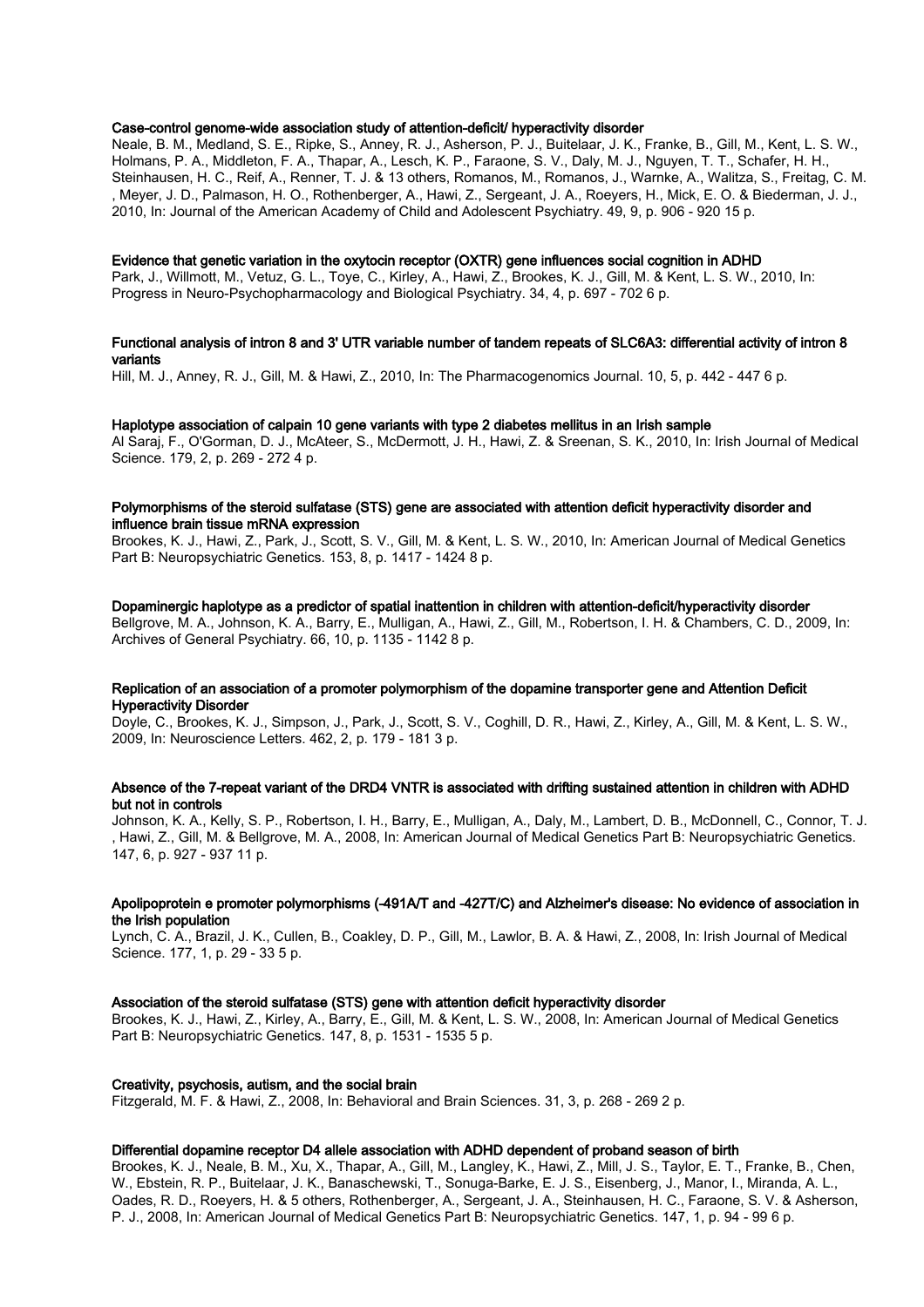**Case-control genome-wide association study of attention-deficit/ hyperactivity disorder**

Neale, B. M., Medland, S. E., Ripke, S., Anney, R. J., Asherson, P. J., Buitelaar, J. K., Franke, B., Gill, M., Kent, L. S. W., Holmans, P. A., Middleton, F. A., Thapar, A., Lesch, K. P., Faraone, S. V., Daly, M. J., Nguyen, T. T., Schafer, H. H., Steinhausen, H. C., Reif, A., Renner, T. J. & 13 others, Romanos, M., Romanos, J., Warnke, A., Walitza, S., Freitag, C. M. , Meyer, J. D., Palmason, H. O., Rothenberger, A., Hawi, Z., Sergeant, J. A., Roeyers, H., Mick, E. O. & Biederman, J. J., 2010, In: Journal of the American Academy of Child and Adolescent Psychiatry. 49, 9, p. 906 - 920 15 p.

**Evidence that genetic variation in the oxytocin receptor (OXTR) gene influences social cognition in ADHD**

Park, J., Willmott, M., Vetuz, G. L., Toye, C., Kirley, A., Hawi, Z., Brookes, K. J., Gill, M. & Kent, L. S. W., 2010, In: Progress in Neuro-Psychopharmacology and Biological Psychiatry. 34, 4, p. 697 - 702 6 p.

**Functional analysis of intron 8 and 3' UTR variable number of tandem repeats of SLC6A3: differential activity of intron 8 variants**

Hill, M. J., Anney, R. J., Gill, M. & Hawi, Z., 2010, In: The Pharmacogenomics Journal. 10, 5, p. 442 - 447 6 p.

**Haplotype association of calpain 10 gene variants with type 2 diabetes mellitus in an Irish sample**

Al Saraj, F., O'Gorman, D. J., McAteer, S., McDermott, J. H., Hawi, Z. & Sreenan, S. K., 2010, In: Irish Journal of Medical Science. 179, 2, p. 269 - 272 4 p.

**Polymorphisms of the steroid sulfatase (STS) gene are associated with attention deficit hyperactivity disorder and influence brain tissue mRNA expression**

Brookes, K. J., Hawi, Z., Park, J., Scott, S. V., Gill, M. & Kent, L. S. W., 2010, In: American Journal of Medical Genetics Part B: Neuropsychiatric Genetics. 153, 8, p. 1417 - 1424 8 p.

**Dopaminergic haplotype as a predictor of spatial inattention in children with attention-deficit/hyperactivity disorder**

Bellgrove, M. A., Johnson, K. A., Barry, E., Mulligan, A., Hawi, Z., Gill, M., Robertson, I. H. & Chambers, C. D., 2009, In: Archives of General Psychiatry. 66, 10, p. 1135 - 1142 8 p.

**Replication of an association of a promoter polymorphism of the dopamine transporter gene and Attention Deficit Hyperactivity Disorder**

Doyle, C., Brookes, K. J., Simpson, J., Park, J., Scott, S. V., Coghill, D. R., Hawi, Z., Kirley, A., Gill, M. & Kent, L. S. W., 2009, In: Neuroscience Letters. 462, 2, p. 179 - 181 3 p.

**Absence of the 7-repeat variant of the DRD4 VNTR is associated with drifting sustained attention in children with ADHD but not in controls**

Johnson, K. A., Kelly, S. P., Robertson, I. H., Barry, E., Mulligan, A., Daly, M., Lambert, D. B., McDonnell, C., Connor, T. J. , Hawi, Z., Gill, M. & Bellgrove, M. A., 2008, In: American Journal of Medical Genetics Part B: Neuropsychiatric Genetics. 147, 6, p. 927 - 937 11 p.

**Apolipoprotein e promoter polymorphisms (-491A/T and -427T/C) and Alzheimer's disease: No evidence of association in the Irish population**

Lynch, C. A., Brazil, J. K., Cullen, B., Coakley, D. P., Gill, M., Lawlor, B. A. & Hawi, Z., 2008, In: Irish Journal of Medical Science. 177, 1, p. 29 - 33 5 p.

**Association of the steroid sulfatase (STS) gene with attention deficit hyperactivity disorder**

Brookes, K. J., Hawi, Z., Kirley, A., Barry, E., Gill, M. & Kent, L. S. W., 2008, In: American Journal of Medical Genetics Part B: Neuropsychiatric Genetics. 147, 8, p. 1531 - 1535 5 p.

**Creativity, psychosis, autism, and the social brain**

Fitzgerald, M. F. & Hawi, Z., 2008, In: Behavioral and Brain Sciences. 31, 3, p. 268 - 269 2 p.

**Differential dopamine receptor D4 allele association with ADHD dependent of proband season of birth**

Brookes, K. J., Neale, B. M., Xu, X., Thapar, A., Gill, M., Langley, K., Hawi, Z., Mill, J. S., Taylor, E. T., Franke, B., Chen, W., Ebstein, R. P., Buitelaar, J. K., Banaschewski, T., Sonuga-Barke, E. J. S., Eisenberg, J., Manor, I., Miranda, A. L., Oades, R. D., Roeyers, H. & 5 others, Rothenberger, A., Sergeant, J. A., Steinhausen, H. C., Faraone, S. V. & Asherson, P. J., 2008, In: American Journal of Medical Genetics Part B: Neuropsychiatric Genetics. 147, 1, p. 94 - 99 6 p.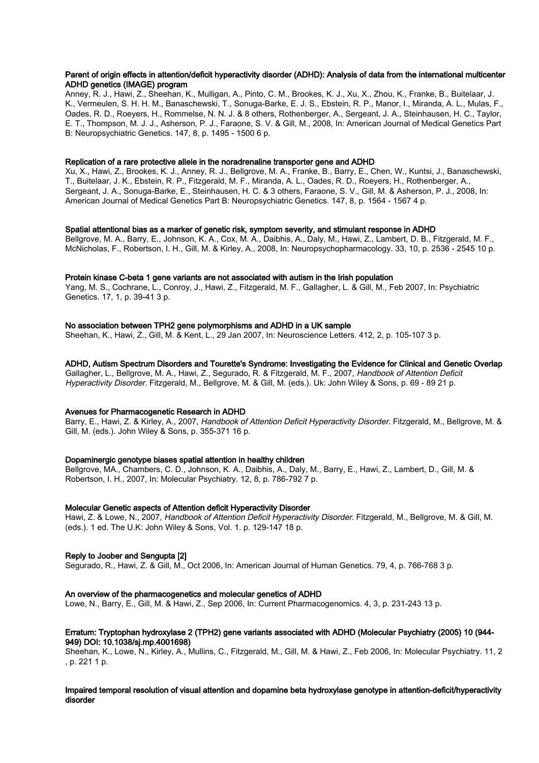**Parent of origin effects in attention/deficit hyperactivity disorder (ADHD): Analysis of data from the international multicenter ADHD genetics (IMAGE) program**

Anney, R. J., Hawi, Z., Sheehan, K., Mulligan, A., Pinto, C. M., Brookes, K. J., Xu, X., Zhou, K., Franke, B., Buitelaar, J. K., Vermeulen, S. H. H. M., Banaschewski, T., Sonuga-Barke, E. J. S., Ebstein, R. P., Manor, I., Miranda, A. L., Mulas, F., Oades, R. D., Roeyers, H., Rommelse, N. N. J. & 8 others, Rothenberger, A., Sergeant, J. A., Steinhausen, H. C., Taylor, E. T., Thompson, M. J. J., Asherson, P. J., Faraone, S. V. & Gill, M., 2008, In: American Journal of Medical Genetics Part B: Neuropsychiatric Genetics. 147, 8, p. 1495 - 1500 6 p.

**Replication of a rare protective allele in the noradrenaline transporter gene and ADHD**

Xu, X., Hawi, Z., Brookes, K. J., Anney, R. J., Bellgrove, M. A., Franke, B., Barry, E., Chen, W., Kuntsi, J., Banaschewski, T., Buitelaar, J. K., Ebstein, R. P., Fitzgerald, M. F., Miranda, A. L., Oades, R. D., Roeyers, H., Rothenberger, A., Sergeant, J. A., Sonuga-Barke, E., Steinhausen, H. C. & 3 others, Faraone, S. V., Gill, M. & Asherson, P. J., 2008, In: American Journal of Medical Genetics Part B: Neuropsychiatric Genetics. 147, 8, p. 1564 - 1567 4 p.

**Spatial attentional bias as a marker of genetic risk, symptom severity, and stimulant response in ADHD**

Bellgrove, M. A., Barry, E., Johnson, K. A., Cox, M. A., Daibhis, A., Daly, M., Hawi, Z., Lambert, D. B., Fitzgerald, M. F., McNicholas, F., Robertson, I. H., Gill, M. & Kirley, A., 2008, In: Neuropsychopharmacology. 33, 10, p. 2536 - 2545 10 p.

**Protein kinase C-beta 1 gene variants are not associated with autism in the Irish population**

Yang, M. S., Cochrane, L., Conroy, J., Hawi, Z., Fitzgerald, M. F., Gallagher, L. & Gill, M., Feb 2007, In: Psychiatric Genetics. 17, 1, p. 39-41 3 p.

**No association between TPH2 gene polymorphisms and ADHD in a UK sample**

Sheehan, K., Hawi, Z., Gill, M. & Kent, L., 29 Jan 2007, In: Neuroscience Letters. 412, 2, p. 105-107 3 p.

**ADHD, Autism Spectrum Disorders and Tourette's Syndrome: Investigating the Evidence for Clinical and Genetic Overlap**

Gallagher, L., Bellgrove, M. A., Hawi, Z., Segurado, R. & Fitzgerald, M. F., 2007, *Handbook of Attention Deficit Hyperactivity Disorder*. Fitzgerald, M., Bellgrove, M. & Gill, M. (eds.). Uk: John Wiley & Sons, p. 69 - 89 21 p.

**Avenues for Pharmacogenetic Research in ADHD**

Barry, E., Hawi, Z. & Kirley, A., 2007, *Handbook of Attention Deficit Hyperactivity Disorder*. Fitzgerald, M., Bellgrove, M. & Gill, M. (eds.). John Wiley & Sons, p. 355-371 16 p.

**Dopaminergic genotype biases spatial attention in healthy children**

Bellgrove, MA., Chambers, C. D., Johnson, K. A., Daibhis, A., Daly, M., Barry, E., Hawi, Z., Lambert, D., Gill, M. & Robertson, I. H., 2007, In: Molecular Psychiatry. 12, 8, p. 786-792 7 p.

**Molecular Genetic aspects of Attention deficit Hyperactivity Disorder**

Hawi, Z. & Lowe, N., 2007, *Handbook of Attention Deficit Hyperactivity Disorder*. Fitzgerald, M., Bellgrove, M. & Gill, M. (eds.). 1 ed. The U.K: John Wiley & Sons, Vol. 1. p. 129-147 18 p.

**Reply to Joober and Sengupta [2]**

Segurado, R., Hawi, Z. & Gill, M., Oct 2006, In: American Journal of Human Genetics. 79, 4, p. 766-768 3 p.

**An overview of the pharmacogenetics and molecular genetics of ADHD**

Lowe, N., Barry, E., Gill, M. & Hawi, Z., Sep 2006, In: Current Pharmacogenomics. 4, 3, p. 231-243 13 p.

**Erratum: Tryptophan hydroxylase 2 (TPH2) gene variants associated with ADHD (Molecular Psychiatry (2005) 10 (944-949) DOI: 10.1038/sj.mp.4001698)**

Sheehan, K., Lowe, N., Kirley, A., Mullins, C., Fitzgerald, M., Gill, M. & Hawi, Z., Feb 2006, In: Molecular Psychiatry. 11, 2 , p. 221 1 p.

**Impaired temporal resolution of visual attention and dopamine beta hydroxylase genotype in attention-deficit/hyperactivity disorder**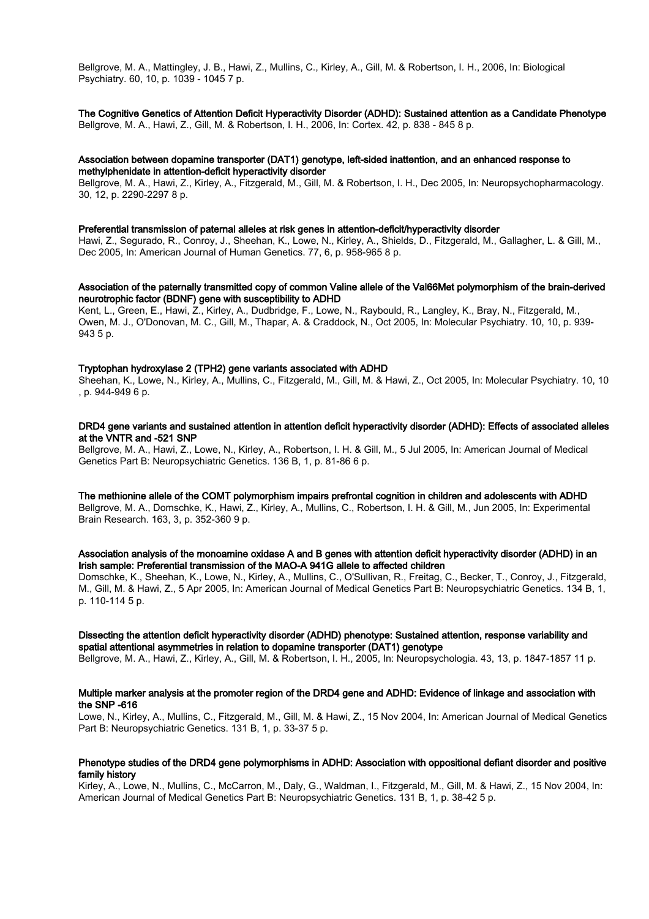Bellgrove, M. A., Mattingley, J. B., Hawi, Z., Mullins, C., Kirley, A., Gill, M. & Robertson, I. H., 2006, In: Biological Psychiatry. 60, 10, p. 1039 - 1045 7 p.

**The Cognitive Genetics of Attention Deficit Hyperactivity Disorder (ADHD): Sustained attention as a Candidate Phenotype**
Bellgrove, M. A., Hawi, Z., Gill, M. & Robertson, I. H., 2006, In: Cortex. 42, p. 838 - 845 8 p.

**Association between dopamine transporter (DAT1) genotype, left-sided inattention, and an enhanced response to methylphenidate in attention-deficit hyperactivity disorder**
Bellgrove, M. A., Hawi, Z., Kirley, A., Fitzgerald, M., Gill, M. & Robertson, I. H., Dec 2005, In: Neuropsychopharmacology. 30, 12, p. 2290-2297 8 p.

**Preferential transmission of paternal alleles at risk genes in attention-deficit/hyperactivity disorder**
Hawi, Z., Segurado, R., Conroy, J., Sheehan, K., Lowe, N., Kirley, A., Shields, D., Fitzgerald, M., Gallagher, L. & Gill, M., Dec 2005, In: American Journal of Human Genetics. 77, 6, p. 958-965 8 p.

**Association of the paternally transmitted copy of common Valine allele of the Val66Met polymorphism of the brain-derived neurotrophic factor (BDNF) gene with susceptibility to ADHD**
Kent, L., Green, E., Hawi, Z., Kirley, A., Dudbridge, F., Lowe, N., Raybould, R., Langley, K., Bray, N., Fitzgerald, M., Owen, M. J., O'Donovan, M. C., Gill, M., Thapar, A. & Craddock, N., Oct 2005, In: Molecular Psychiatry. 10, 10, p. 939-943 5 p.

**Tryptophan hydroxylase 2 (TPH2) gene variants associated with ADHD**
Sheehan, K., Lowe, N., Kirley, A., Mullins, C., Fitzgerald, M., Gill, M. & Hawi, Z., Oct 2005, In: Molecular Psychiatry. 10, 10 , p. 944-949 6 p.

**DRD4 gene variants and sustained attention in attention deficit hyperactivity disorder (ADHD): Effects of associated alleles at the VNTR and -521 SNP**
Bellgrove, M. A., Hawi, Z., Lowe, N., Kirley, A., Robertson, I. H. & Gill, M., 5 Jul 2005, In: American Journal of Medical Genetics Part B: Neuropsychiatric Genetics. 136 B, 1, p. 81-86 6 p.

**The methionine allele of the COMT polymorphism impairs prefrontal cognition in children and adolescents with ADHD**
Bellgrove, M. A., Domschke, K., Hawi, Z., Kirley, A., Mullins, C., Robertson, I. H. & Gill, M., Jun 2005, In: Experimental Brain Research. 163, 3, p. 352-360 9 p.

**Association analysis of the monoamine oxidase A and B genes with attention deficit hyperactivity disorder (ADHD) in an Irish sample: Preferential transmission of the MAO-A 941G allele to affected children**
Domschke, K., Sheehan, K., Lowe, N., Kirley, A., Mullins, C., O'Sullivan, R., Freitag, C., Becker, T., Conroy, J., Fitzgerald, M., Gill, M. & Hawi, Z., 5 Apr 2005, In: American Journal of Medical Genetics Part B: Neuropsychiatric Genetics. 134 B, 1, p. 110-114 5 p.

**Dissecting the attention deficit hyperactivity disorder (ADHD) phenotype: Sustained attention, response variability and spatial attentional asymmetries in relation to dopamine transporter (DAT1) genotype**
Bellgrove, M. A., Hawi, Z., Kirley, A., Gill, M. & Robertson, I. H., 2005, In: Neuropsychologia. 43, 13, p. 1847-1857 11 p.

**Multiple marker analysis at the promoter region of the DRD4 gene and ADHD: Evidence of linkage and association with the SNP -616**
Lowe, N., Kirley, A., Mullins, C., Fitzgerald, M., Gill, M. & Hawi, Z., 15 Nov 2004, In: American Journal of Medical Genetics Part B: Neuropsychiatric Genetics. 131 B, 1, p. 33-37 5 p.

**Phenotype studies of the DRD4 gene polymorphisms in ADHD: Association with oppositional defiant disorder and positive family history**
Kirley, A., Lowe, N., Mullins, C., McCarron, M., Daly, G., Waldman, I., Fitzgerald, M., Gill, M. & Hawi, Z., 15 Nov 2004, In: American Journal of Medical Genetics Part B: Neuropsychiatric Genetics. 131 B, 1, p. 38-42 5 p.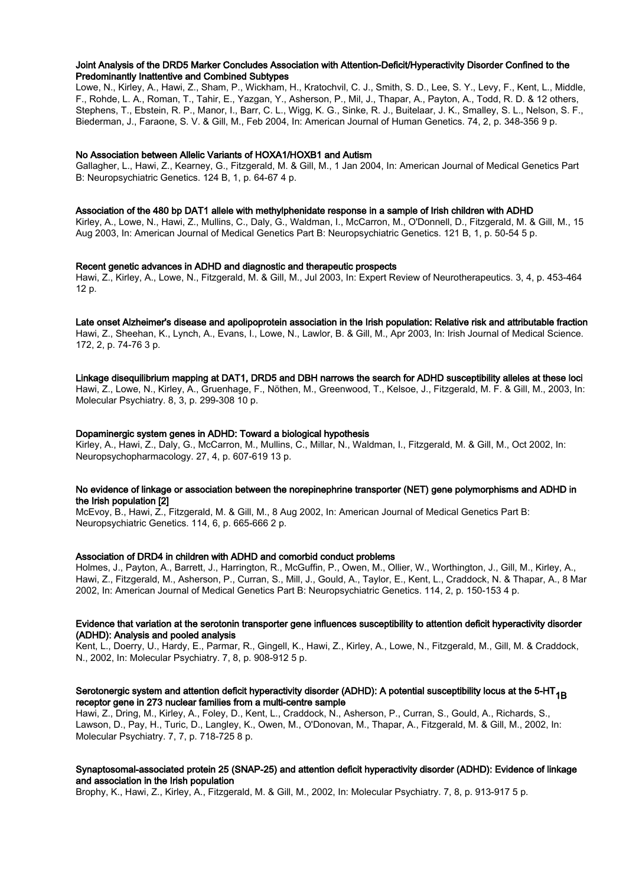**Joint Analysis of the DRD5 Marker Concludes Association with Attention-Deficit/Hyperactivity Disorder Confined to the Predominantly Inattentive and Combined Subtypes**

Lowe, N., Kirley, A., Hawi, Z., Sham, P., Wickham, H., Kratochvil, C. J., Smith, S. D., Lee, S. Y., Levy, F., Kent, L., Middle, F., Rohde, L. A., Roman, T., Tahir, E., Yazgan, Y., Asherson, P., Mil, J., Thapar, A., Payton, A., Todd, R. D. & 12 others, Stephens, T., Ebstein, R. P., Manor, I., Barr, C. L., Wigg, K. G., Sinke, R. J., Buitelaar, J. K., Smalley, S. L., Nelson, S. F., Biederman, J., Faraone, S. V. & Gill, M., Feb 2004, In: American Journal of Human Genetics. 74, 2, p. 348-356 9 p.

**No Association between Allelic Variants of HOXA1/HOXB1 and Autism**

Gallagher, L., Hawi, Z., Kearney, G., Fitzgerald, M. & Gill, M., 1 Jan 2004, In: American Journal of Medical Genetics Part B: Neuropsychiatric Genetics. 124 B, 1, p. 64-67 4 p.

**Association of the 480 bp DAT1 allele with methylphenidate response in a sample of Irish children with ADHD**

Kirley, A., Lowe, N., Hawi, Z., Mullins, C., Daly, G., Waldman, I., McCarron, M., O'Donnell, D., Fitzgerald, M. & Gill, M., 15 Aug 2003, In: American Journal of Medical Genetics Part B: Neuropsychiatric Genetics. 121 B, 1, p. 50-54 5 p.

**Recent genetic advances in ADHD and diagnostic and therapeutic prospects**

Hawi, Z., Kirley, A., Lowe, N., Fitzgerald, M. & Gill, M., Jul 2003, In: Expert Review of Neurotherapeutics. 3, 4, p. 453-464 12 p.

**Late onset Alzheimer's disease and apolipoprotein association in the Irish population: Relative risk and attributable fraction**

Hawi, Z., Sheehan, K., Lynch, A., Evans, I., Lowe, N., Lawlor, B. & Gill, M., Apr 2003, In: Irish Journal of Medical Science. 172, 2, p. 74-76 3 p.

**Linkage disequilibrium mapping at DAT1, DRD5 and DBH narrows the search for ADHD susceptibility alleles at these loci**

Hawi, Z., Lowe, N., Kirley, A., Gruenhage, F., Nöthen, M., Greenwood, T., Kelsoe, J., Fitzgerald, M. F. & Gill, M., 2003, In: Molecular Psychiatry. 8, 3, p. 299-308 10 p.

**Dopaminergic system genes in ADHD: Toward a biological hypothesis**

Kirley, A., Hawi, Z., Daly, G., McCarron, M., Mullins, C., Millar, N., Waldman, I., Fitzgerald, M. & Gill, M., Oct 2002, In: Neuropsychopharmacology. 27, 4, p. 607-619 13 p.

**No evidence of linkage or association between the norepinephrine transporter (NET) gene polymorphisms and ADHD in the Irish population [2]**

McEvoy, B., Hawi, Z., Fitzgerald, M. & Gill, M., 8 Aug 2002, In: American Journal of Medical Genetics Part B: Neuropsychiatric Genetics. 114, 6, p. 665-666 2 p.

**Association of DRD4 in children with ADHD and comorbid conduct problems**

Holmes, J., Payton, A., Barrett, J., Harrington, R., McGuffin, P., Owen, M., Ollier, W., Worthington, J., Gill, M., Kirley, A., Hawi, Z., Fitzgerald, M., Asherson, P., Curran, S., Mill, J., Gould, A., Taylor, E., Kent, L., Craddock, N. & Thapar, A., 8 Mar 2002, In: American Journal of Medical Genetics Part B: Neuropsychiatric Genetics. 114, 2, p. 150-153 4 p.

**Evidence that variation at the serotonin transporter gene influences susceptibility to attention deficit hyperactivity disorder (ADHD): Analysis and pooled analysis**

Kent, L., Doerry, U., Hardy, E., Parmar, R., Gingell, K., Hawi, Z., Kirley, A., Lowe, N., Fitzgerald, M., Gill, M. & Craddock, N., 2002, In: Molecular Psychiatry. 7, 8, p. 908-912 5 p.

**Serotonergic system and attention deficit hyperactivity disorder (ADHD): A potential susceptibility locus at the 5-HT$_{1B}$ receptor gene in 273 nuclear families from a multi-centre sample**

Hawi, Z., Dring, M., Kirley, A., Foley, D., Kent, L., Craddock, N., Asherson, P., Curran, S., Gould, A., Richards, S., Lawson, D., Pay, H., Turic, D., Langley, K., Owen, M., O'Donovan, M., Thapar, A., Fitzgerald, M. & Gill, M., 2002, In: Molecular Psychiatry. 7, 7, p. 718-725 8 p.

**Synaptosomal-associated protein 25 (SNAP-25) and attention deficit hyperactivity disorder (ADHD): Evidence of linkage and association in the Irish population**

Brophy, K., Hawi, Z., Kirley, A., Fitzgerald, M. & Gill, M., 2002, In: Molecular Psychiatry. 7, 8, p. 913-917 5 p.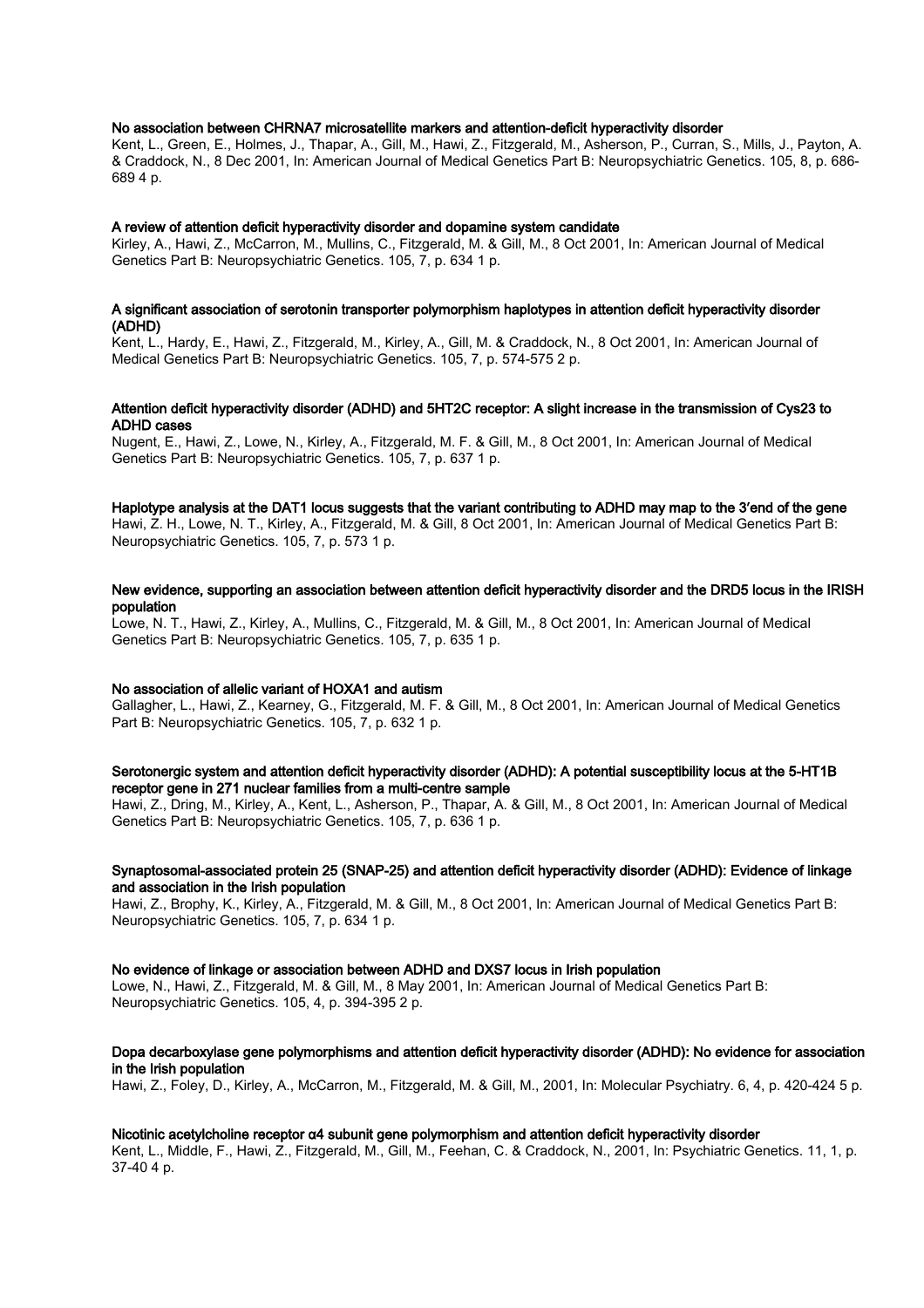**No association between CHRNA7 microsatellite markers and attention-deficit hyperactivity disorder**

Kent, L., Green, E., Holmes, J., Thapar, A., Gill, M., Hawi, Z., Fitzgerald, M., Asherson, P., Curran, S., Mills, J., Payton, A. & Craddock, N., 8 Dec 2001, In: American Journal of Medical Genetics Part B: Neuropsychiatric Genetics. 105, 8, p. 686-689 4 p.

**A review of attention deficit hyperactivity disorder and dopamine system candidate**

Kirley, A., Hawi, Z., McCarron, M., Mullins, C., Fitzgerald, M. & Gill, M., 8 Oct 2001, In: American Journal of Medical Genetics Part B: Neuropsychiatric Genetics. 105, 7, p. 634 1 p.

**A significant association of serotonin transporter polymorphism haplotypes in attention deficit hyperactivity disorder (ADHD)**

Kent, L., Hardy, E., Hawi, Z., Fitzgerald, M., Kirley, A., Gill, M. & Craddock, N., 8 Oct 2001, In: American Journal of Medical Genetics Part B: Neuropsychiatric Genetics. 105, 7, p. 574-575 2 p.

**Attention deficit hyperactivity disorder (ADHD) and 5HT2C receptor: A slight increase in the transmission of Cys23 to ADHD cases**

Nugent, E., Hawi, Z., Lowe, N., Kirley, A., Fitzgerald, M. F. & Gill, M., 8 Oct 2001, In: American Journal of Medical Genetics Part B: Neuropsychiatric Genetics. 105, 7, p. 637 1 p.

**Haplotype analysis at the DAT1 locus suggests that the variant contributing to ADHD may map to the 3′end of the gene**

Hawi, Z. H., Lowe, N. T., Kirley, A., Fitzgerald, M. & Gill, 8 Oct 2001, In: American Journal of Medical Genetics Part B: Neuropsychiatric Genetics. 105, 7, p. 573 1 p.

**New evidence, supporting an association between attention deficit hyperactivity disorder and the DRD5 locus in the IRISH population**

Lowe, N. T., Hawi, Z., Kirley, A., Mullins, C., Fitzgerald, M. & Gill, M., 8 Oct 2001, In: American Journal of Medical Genetics Part B: Neuropsychiatric Genetics. 105, 7, p. 635 1 p.

**No association of allelic variant of HOXA1 and autism**

Gallagher, L., Hawi, Z., Kearney, G., Fitzgerald, M. F. & Gill, M., 8 Oct 2001, In: American Journal of Medical Genetics Part B: Neuropsychiatric Genetics. 105, 7, p. 632 1 p.

**Serotonergic system and attention deficit hyperactivity disorder (ADHD): A potential susceptibility locus at the 5-HT1B receptor gene in 271 nuclear families from a multi-centre sample**

Hawi, Z., Dring, M., Kirley, A., Kent, L., Asherson, P., Thapar, A. & Gill, M., 8 Oct 2001, In: American Journal of Medical Genetics Part B: Neuropsychiatric Genetics. 105, 7, p. 636 1 p.

**Synaptosomal-associated protein 25 (SNAP-25) and attention deficit hyperactivity disorder (ADHD): Evidence of linkage and association in the Irish population**

Hawi, Z., Brophy, K., Kirley, A., Fitzgerald, M. & Gill, M., 8 Oct 2001, In: American Journal of Medical Genetics Part B: Neuropsychiatric Genetics. 105, 7, p. 634 1 p.

**No evidence of linkage or association between ADHD and DXS7 locus in Irish population**

Lowe, N., Hawi, Z., Fitzgerald, M. & Gill, M., 8 May 2001, In: American Journal of Medical Genetics Part B: Neuropsychiatric Genetics. 105, 4, p. 394-395 2 p.

**Dopa decarboxylase gene polymorphisms and attention deficit hyperactivity disorder (ADHD): No evidence for association in the Irish population**

Hawi, Z., Foley, D., Kirley, A., McCarron, M., Fitzgerald, M. & Gill, M., 2001, In: Molecular Psychiatry. 6, 4, p. 420-424 5 p.

**Nicotinic acetylcholine receptor α4 subunit gene polymorphism and attention deficit hyperactivity disorder**

Kent, L., Middle, F., Hawi, Z., Fitzgerald, M., Gill, M., Feehan, C. & Craddock, N., 2001, In: Psychiatric Genetics. 11, 1, p. 37-40 4 p.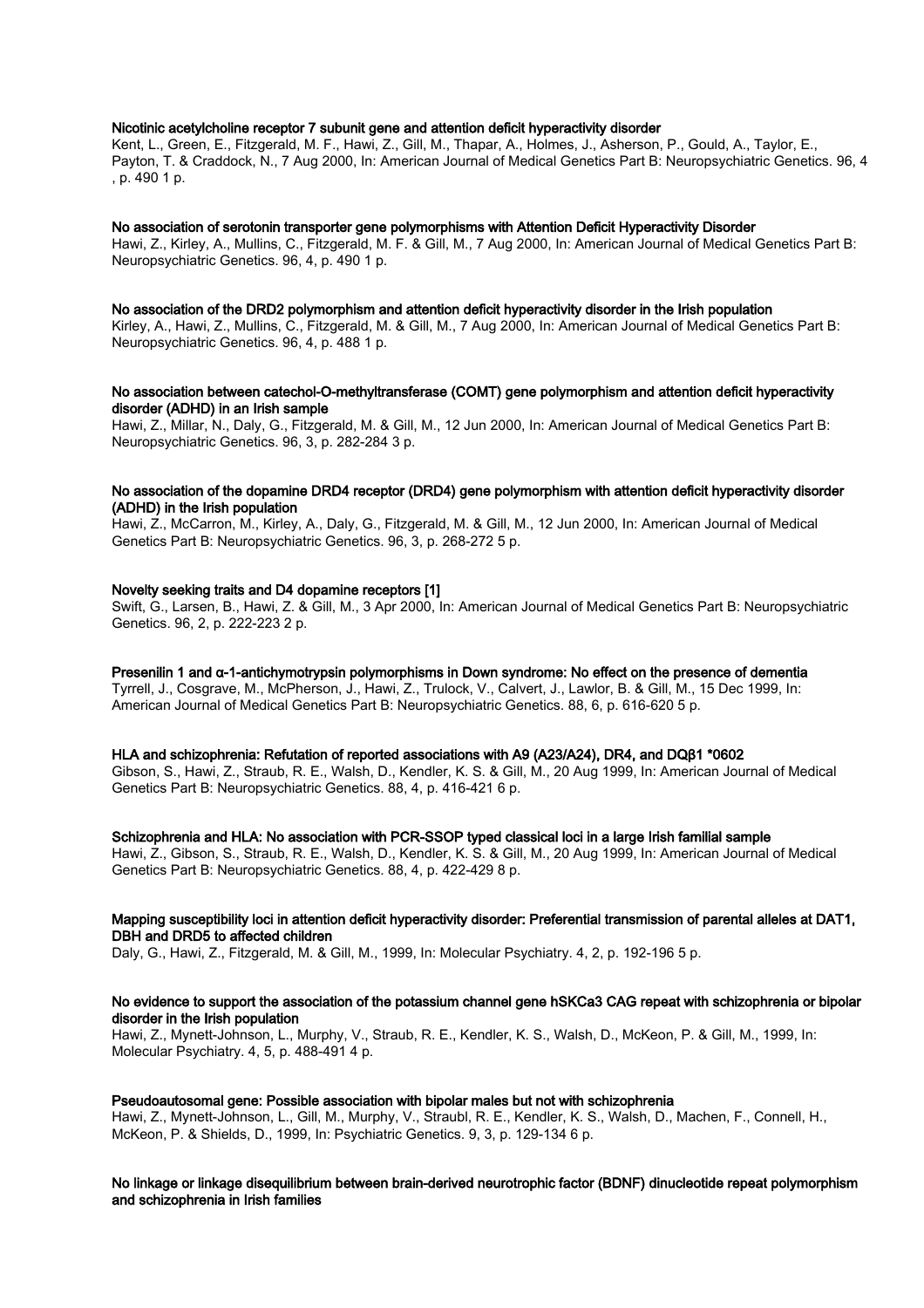**Nicotinic acetylcholine receptor 7 subunit gene and attention deficit hyperactivity disorder**

Kent, L., Green, E., Fitzgerald, M. F., Hawi, Z., Gill, M., Thapar, A., Holmes, J., Asherson, P., Gould, A., Taylor, E., Payton, T. & Craddock, N., 7 Aug 2000, In: American Journal of Medical Genetics Part B: Neuropsychiatric Genetics. 96, 4 , p. 490 1 p.

**No association of serotonin transporter gene polymorphisms with Attention Deficit Hyperactivity Disorder**

Hawi, Z., Kirley, A., Mullins, C., Fitzgerald, M. F. & Gill, M., 7 Aug 2000, In: American Journal of Medical Genetics Part B: Neuropsychiatric Genetics. 96, 4, p. 490 1 p.

**No association of the DRD2 polymorphism and attention deficit hyperactivity disorder in the Irish population**

Kirley, A., Hawi, Z., Mullins, C., Fitzgerald, M. & Gill, M., 7 Aug 2000, In: American Journal of Medical Genetics Part B: Neuropsychiatric Genetics. 96, 4, p. 488 1 p.

**No association between catechol-O-methyltransferase (COMT) gene polymorphism and attention deficit hyperactivity disorder (ADHD) in an Irish sample**

Hawi, Z., Millar, N., Daly, G., Fitzgerald, M. & Gill, M., 12 Jun 2000, In: American Journal of Medical Genetics Part B: Neuropsychiatric Genetics. 96, 3, p. 282-284 3 p.

**No association of the dopamine DRD4 receptor (DRD4) gene polymorphism with attention deficit hyperactivity disorder (ADHD) in the Irish population**

Hawi, Z., McCarron, M., Kirley, A., Daly, G., Fitzgerald, M. & Gill, M., 12 Jun 2000, In: American Journal of Medical Genetics Part B: Neuropsychiatric Genetics. 96, 3, p. 268-272 5 p.

**Novelty seeking traits and D4 dopamine receptors [1]**

Swift, G., Larsen, B., Hawi, Z. & Gill, M., 3 Apr 2000, In: American Journal of Medical Genetics Part B: Neuropsychiatric Genetics. 96, 2, p. 222-223 2 p.

**Presenilin 1 and α-1-antichymotrypsin polymorphisms in Down syndrome: No effect on the presence of dementia**

Tyrrell, J., Cosgrave, M., McPherson, J., Hawi, Z., Trulock, V., Calvert, J., Lawlor, B. & Gill, M., 15 Dec 1999, In: American Journal of Medical Genetics Part B: Neuropsychiatric Genetics. 88, 6, p. 616-620 5 p.

**HLA and schizophrenia: Refutation of reported associations with A9 (A23/A24), DR4, and DQβ1 *0602**

Gibson, S., Hawi, Z., Straub, R. E., Walsh, D., Kendler, K. S. & Gill, M., 20 Aug 1999, In: American Journal of Medical Genetics Part B: Neuropsychiatric Genetics. 88, 4, p. 416-421 6 p.

**Schizophrenia and HLA: No association with PCR-SSOP typed classical loci in a large Irish familial sample**

Hawi, Z., Gibson, S., Straub, R. E., Walsh, D., Kendler, K. S. & Gill, M., 20 Aug 1999, In: American Journal of Medical Genetics Part B: Neuropsychiatric Genetics. 88, 4, p. 422-429 8 p.

**Mapping susceptibility loci in attention deficit hyperactivity disorder: Preferential transmission of parental alleles at DAT1, DBH and DRD5 to affected children**

Daly, G., Hawi, Z., Fitzgerald, M. & Gill, M., 1999, In: Molecular Psychiatry. 4, 2, p. 192-196 5 p.

**No evidence to support the association of the potassium channel gene hSKCa3 CAG repeat with schizophrenia or bipolar disorder in the Irish population**

Hawi, Z., Mynett-Johnson, L., Murphy, V., Straub, R. E., Kendler, K. S., Walsh, D., McKeon, P. & Gill, M., 1999, In: Molecular Psychiatry. 4, 5, p. 488-491 4 p.

**Pseudoautosomal gene: Possible association with bipolar males but not with schizophrenia**

Hawi, Z., Mynett-Johnson, L., Gill, M., Murphy, V., Straubl, R. E., Kendler, K. S., Walsh, D., Machen, F., Connell, H., McKeon, P. & Shields, D., 1999, In: Psychiatric Genetics. 9, 3, p. 129-134 6 p.

**No linkage or linkage disequilibrium between brain-derived neurotrophic factor (BDNF) dinucleotide repeat polymorphism and schizophrenia in Irish families**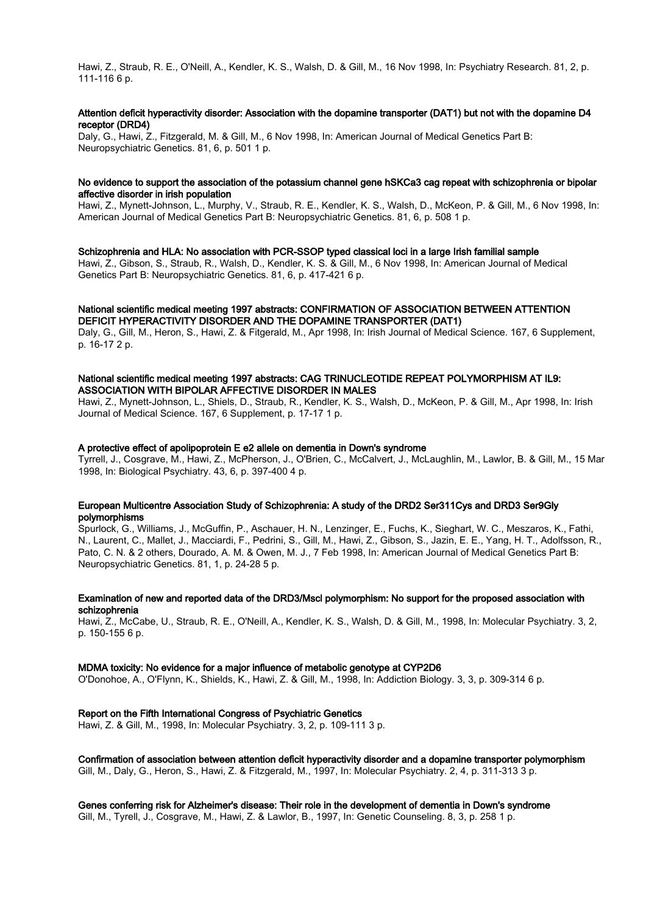Hawi, Z., Straub, R. E., O'Neill, A., Kendler, K. S., Walsh, D. & Gill, M., 16 Nov 1998, In: Psychiatry Research. 81, 2, p. 111-116 6 p.

**Attention deficit hyperactivity disorder: Association with the dopamine transporter (DAT1) but not with the dopamine D4 receptor (DRD4)**

Daly, G., Hawi, Z., Fitzgerald, M. & Gill, M., 6 Nov 1998, In: American Journal of Medical Genetics Part B: Neuropsychiatric Genetics. 81, 6, p. 501 1 p.

**No evidence to support the association of the potassium channel gene hSKCa3 cag repeat with schizophrenia or bipolar affective disorder in irish population**

Hawi, Z., Mynett-Johnson, L., Murphy, V., Straub, R. E., Kendler, K. S., Walsh, D., McKeon, P. & Gill, M., 6 Nov 1998, In: American Journal of Medical Genetics Part B: Neuropsychiatric Genetics. 81, 6, p. 508 1 p.

**Schizophrenia and HLA: No association with PCR-SSOP typed classical loci in a large Irish familial sample**

Hawi, Z., Gibson, S., Straub, R., Walsh, D., Kendler, K. S. & Gill, M., 6 Nov 1998, In: American Journal of Medical Genetics Part B: Neuropsychiatric Genetics. 81, 6, p. 417-421 6 p.

**National scientific medical meeting 1997 abstracts: CONFIRMATION OF ASSOCIATION BETWEEN ATTENTION DEFICIT HYPERACTIVITY DISORDER AND THE DOPAMINE TRANSPORTER (DAT1)**

Daly, G., Gill, M., Heron, S., Hawi, Z. & Fitgerald, M., Apr 1998, In: Irish Journal of Medical Science. 167, 6 Supplement, p. 16-17 2 p.

**National scientific medical meeting 1997 abstracts: CAG TRINUCLEOTIDE REPEAT POLYMORPHISM AT IL9: ASSOCIATION WITH BIPOLAR AFFECTIVE DISORDER IN MALES**

Hawi, Z., Mynett-Johnson, L., Shiels, D., Straub, R., Kendler, K. S., Walsh, D., McKeon, P. & Gill, M., Apr 1998, In: Irish Journal of Medical Science. 167, 6 Supplement, p. 17-17 1 p.

**A protective effect of apolipoprotein E e2 allele on dementia in Down's syndrome**

Tyrrell, J., Cosgrave, M., Hawi, Z., McPherson, J., O'Brien, C., McCalvert, J., McLaughlin, M., Lawlor, B. & Gill, M., 15 Mar 1998, In: Biological Psychiatry. 43, 6, p. 397-400 4 p.

**European Multicentre Association Study of Schizophrenia: A study of the DRD2 Ser311Cys and DRD3 Ser9Gly polymorphisms**

Spurlock, G., Williams, J., McGuffin, P., Aschauer, H. N., Lenzinger, E., Fuchs, K., Sieghart, W. C., Meszaros, K., Fathi, N., Laurent, C., Mallet, J., Macciardi, F., Pedrini, S., Gill, M., Hawi, Z., Gibson, S., Jazin, E. E., Yang, H. T., Adolfsson, R., Pato, C. N. & 2 others, Dourado, A. M. & Owen, M. J., 7 Feb 1998, In: American Journal of Medical Genetics Part B: Neuropsychiatric Genetics. 81, 1, p. 24-28 5 p.

**Examination of new and reported data of the DRD3/Mscl polymorphism: No support for the proposed association with schizophrenia**

Hawi, Z., McCabe, U., Straub, R. E., O'Neill, A., Kendler, K. S., Walsh, D. & Gill, M., 1998, In: Molecular Psychiatry. 3, 2, p. 150-155 6 p.

**MDMA toxicity: No evidence for a major influence of metabolic genotype at CYP2D6**

O'Donohoe, A., O'Flynn, K., Shields, K., Hawi, Z. & Gill, M., 1998, In: Addiction Biology. 3, 3, p. 309-314 6 p.

**Report on the Fifth International Congress of Psychiatric Genetics**

Hawi, Z. & Gill, M., 1998, In: Molecular Psychiatry. 3, 2, p. 109-111 3 p.

**Confirmation of association between attention deficit hyperactivity disorder and a dopamine transporter polymorphism**

Gill, M., Daly, G., Heron, S., Hawi, Z. & Fitzgerald, M., 1997, In: Molecular Psychiatry. 2, 4, p. 311-313 3 p.

**Genes conferring risk for Alzheimer's disease: Their role in the development of dementia in Down's syndrome**

Gill, M., Tyrell, J., Cosgrave, M., Hawi, Z. & Lawlor, B., 1997, In: Genetic Counseling. 8, 3, p. 258 1 p.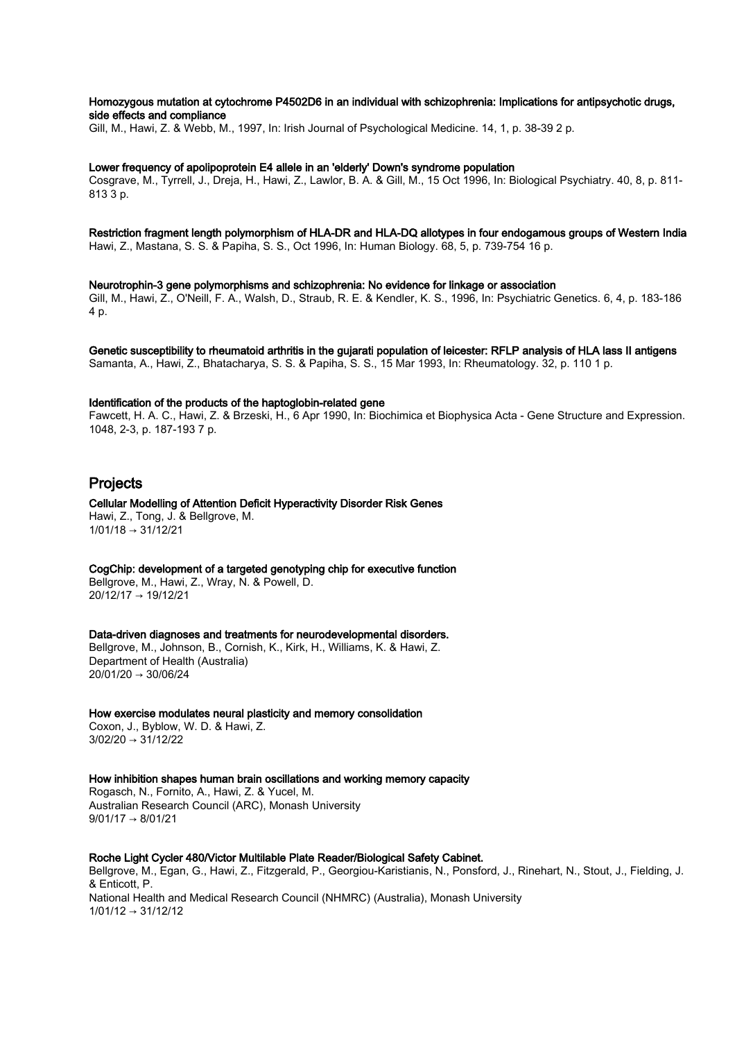**Homozygous mutation at cytochrome P4502D6 in an individual with schizophrenia: Implications for antipsychotic drugs, side effects and compliance**
Gill, M., Hawi, Z. & Webb, M., 1997, In: Irish Journal of Psychological Medicine. 14, 1, p. 38-39 2 p.

**Lower frequency of apolipoprotein E4 allele in an 'elderly' Down's syndrome population**
Cosgrave, M., Tyrrell, J., Dreja, H., Hawi, Z., Lawlor, B. A. & Gill, M., 15 Oct 1996, In: Biological Psychiatry. 40, 8, p. 811-813 3 p.

**Restriction fragment length polymorphism of HLA-DR and HLA-DQ allotypes in four endogamous groups of Western India**
Hawi, Z., Mastana, S. S. & Papiha, S. S., Oct 1996, In: Human Biology. 68, 5, p. 739-754 16 p.

**Neurotrophin-3 gene polymorphisms and schizophrenia: No evidence for linkage or association**
Gill, M., Hawi, Z., O'Neill, F. A., Walsh, D., Straub, R. E. & Kendler, K. S., 1996, In: Psychiatric Genetics. 6, 4, p. 183-186 4 p.

**Genetic susceptibility to rheumatoid arthritis in the gujarati population of leicester: RFLP analysis of HLA lass II antigens**
Samanta, A., Hawi, Z., Bhatacharya, S. S. & Papiha, S. S., 15 Mar 1993, In: Rheumatology. 32, p. 110 1 p.

**Identification of the products of the haptoglobin-related gene**
Fawcett, H. A. C., Hawi, Z. & Brzeski, H., 6 Apr 1990, In: Biochimica et Biophysica Acta - Gene Structure and Expression. 1048, 2-3, p. 187-193 7 p.

## Projects

**Cellular Modelling of Attention Deficit Hyperactivity Disorder Risk Genes**
Hawi, Z., Tong, J. & Bellgrove, M.
1/01/18 → 31/12/21

**CogChip: development of a targeted genotyping chip for executive function**
Bellgrove, M., Hawi, Z., Wray, N. & Powell, D.
20/12/17 → 19/12/21

**Data-driven diagnoses and treatments for neurodevelopmental disorders.**
Bellgrove, M., Johnson, B., Cornish, K., Kirk, H., Williams, K. & Hawi, Z.
Department of Health (Australia)
20/01/20 → 30/06/24

**How exercise modulates neural plasticity and memory consolidation**
Coxon, J., Byblow, W. D. & Hawi, Z.
3/02/20 → 31/12/22

**How inhibition shapes human brain oscillations and working memory capacity**
Rogasch, N., Fornito, A., Hawi, Z. & Yucel, M.
Australian Research Council (ARC), Monash University
9/01/17 → 8/01/21

**Roche Light Cycler 480/Victor Multilable Plate Reader/Biological Safety Cabinet.**
Bellgrove, M., Egan, G., Hawi, Z., Fitzgerald, P., Georgiou-Karistianis, N., Ponsford, J., Rinehart, N., Stout, J., Fielding, J. & Enticott, P.
National Health and Medical Research Council (NHMRC) (Australia), Monash University
1/01/12 → 31/12/12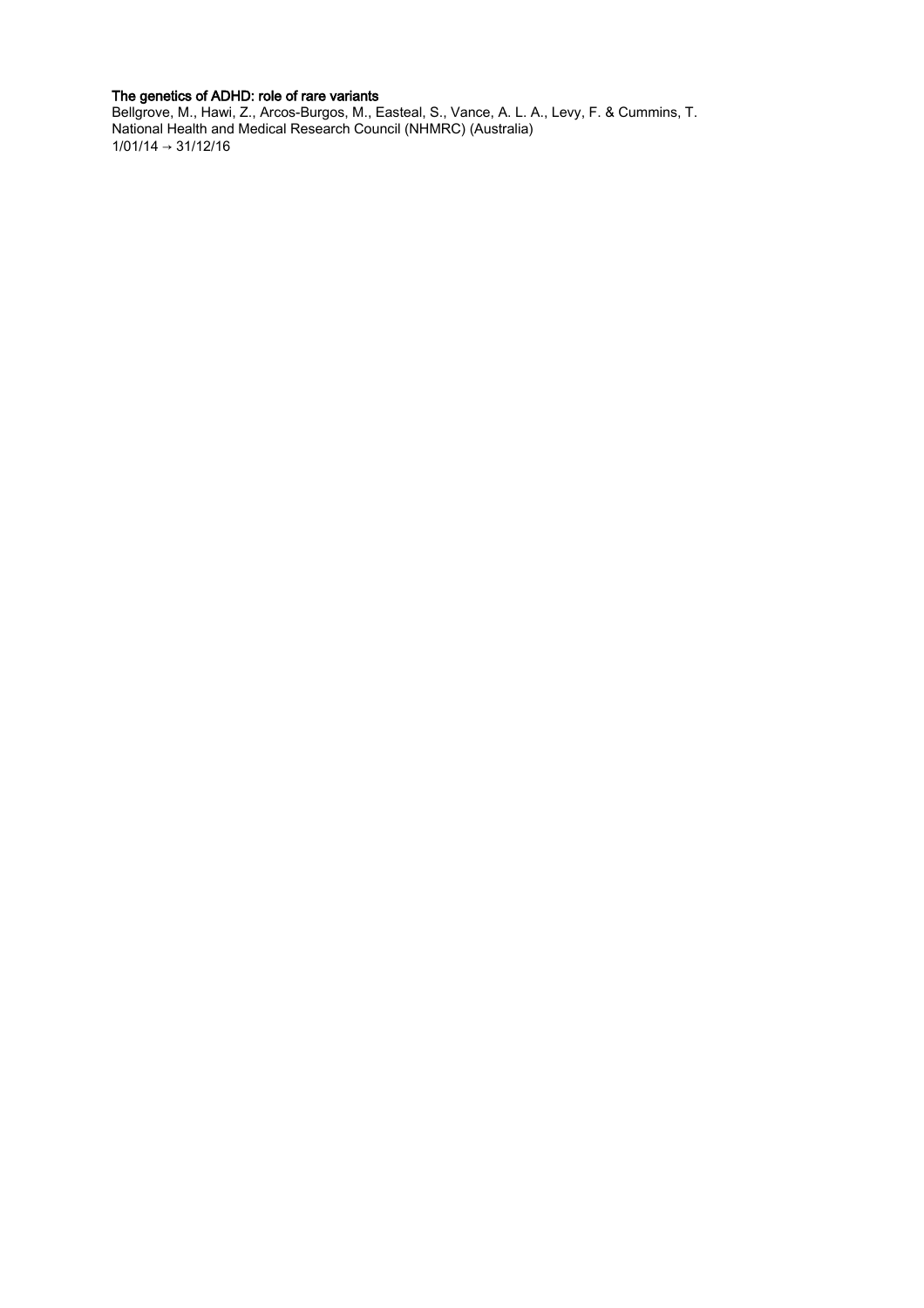**The genetics of ADHD: role of rare variants**

Bellgrove, M., Hawi, Z., Arcos-Burgos, M., Easteal, S., Vance, A. L. A., Levy, F. & Cummins, T.

National Health and Medical Research Council (NHMRC) (Australia)

1/01/14 → 31/12/16